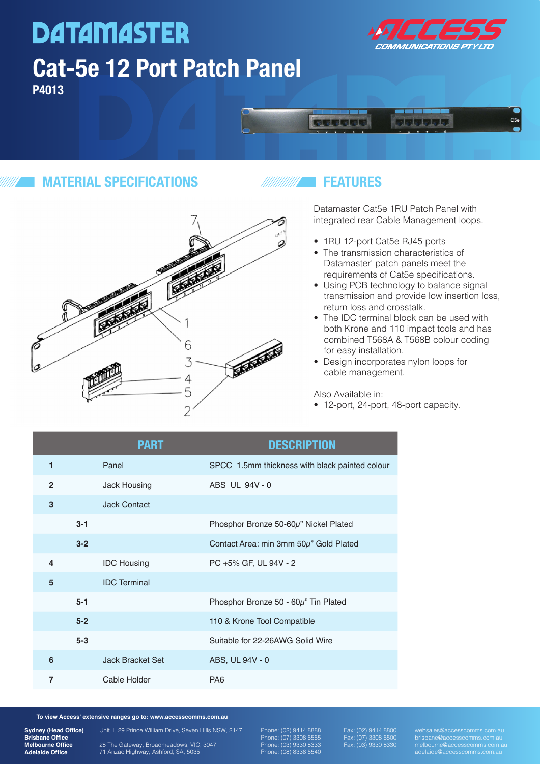# DATAMASTER

## Cat-5e 12 Port Patch Panel

**P4013**

ACCESS COMMUNICATIONS PTY LTD

## MATERIAL SPECIFICATIONS

## FEATURES

Datamaster Cat5e 1RU Patch Panel with integrated rear Cable Management loops.

- 1RU 12-port Cat5e RJ45 ports
- The transmission characteristics of Datamaster' patch panels meet the requirements of Cat5e specifications.
- Using PCB technology to balance signal transmission and provide low insertion loss, return loss and crosstalk.
- The IDC terminal block can be used with both Krone and 110 impact tools and has combined T568A & T568B colour coding for easy installation.
- Design incorporates nylon loops for cable management.

Also Available in:

- 12-port, 24-port, 48-port capacity.

| | | PART | DESCRIPTION |
|---|---|---|---|
| 1 | | Panel | SPCC 1.5mm thickness with black painted colour |
| 2 | | Jack Housing | ABS UL 94V - 0 |
| 3 | | Jack Contact | |
| | 3-1 | | Phosphor Bronze 50-60μ" Nickel Plated |
| | 3-2 | | Contact Area: min 3mm 50μ" Gold Plated |
| 4 | | IDC Housing | PC +5% GF, UL 94V - 2 |
| 5 | | IDC Terminal | |
| | 5-1 | | Phosphor Bronze 50 - 60μ" Tin Plated |
| | 5-2 | | 110 & Krone Tool Compatible |
| | 5-3 | | Suitable for 22-26AWG Solid Wire |
| 6 | | Jack Bracket Set | ABS, UL 94V - 0 |
| 7 | | Cable Holder | PA6 |

**To view Access' extensive ranges go to: www.accesscomms.com.au**

| Office | Address | Phone | Fax | Email |
|---|---|---|---|---|
| **Sydney (Head Office)** | Unit 1, 29 Prince William Drive, Seven Hills NSW, 2147 | Phone: (02) 9414 8888 | Fax: (02) 9414 8800 | websales@accesscomms.com.au |
| **Brisbane Office** | | Phone: (07) 3308 5555 | Fax: (07) 3308 5500 | brisbane@accesscomms.com.au |
| **Melbourne Office** | 28 The Gateway, Broadmeadows, VIC, 3047 | Phone: (03) 9330 8333 | Fax: (03) 9330 8330 | melbourne@accesscomms.com.au |
| **Adelaide Office** | 71 Anzac Highway, Ashford, SA, 5035 | Phone: (08) 8338 5540 | | adelaide@accesscomms.com.au |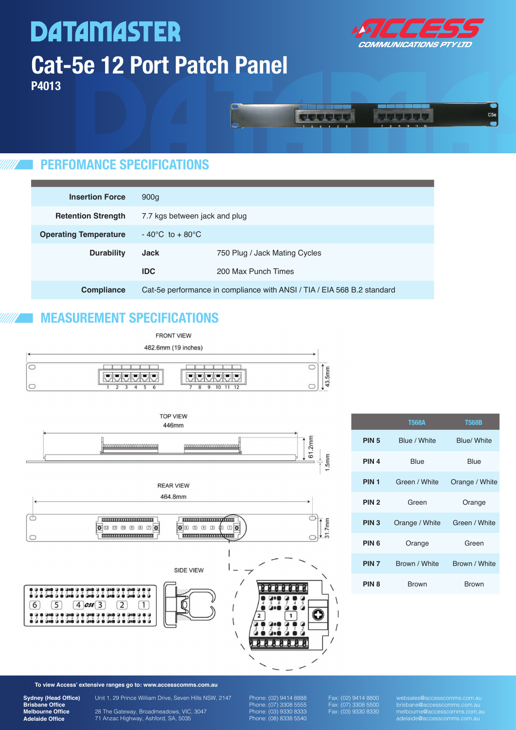# DATAMASTER

# Cat-5e 12 Port Patch Panel

**P4013**

ACCESS COMMUNICATIONS PTY LTD

## PERFOMANCE SPECIFICATIONS

| | | |
|---|---|---|
| **Insertion Force** | 900g | |
| **Retention Strength** | 7.7 kgs between jack and plug | |
| **Operating Temperature** | - 40°C to + 80°C | |
| **Durability** | **Jack** | 750 Plug / Jack Mating Cycles |
| | **IDC** | 200 Max Punch Times |
| **Compliance** | Cat-5e performance in compliance with ANSI / TIA / EIA 568 B.2 standard | |

## MEASUREMENT SPECIFICATIONS

FRONT VIEW

482.6mm (19 inches)

43.5mm

TOP VIEW

446mm

61.2mm

1.5mm

REAR VIEW

464.8mm

31.7mm

SIDE VIEW

| | T568A | T568B |
|---|---|---|
| **PIN 5** | Blue / White | Blue/ White |
| **PIN 4** | Blue | Blue |
| **PIN 1** | Green / White | Orange / White |
| **PIN 2** | Green | Orange |
| **PIN 3** | Orange / White | Green / White |
| **PIN 6** | Orange | Green |
| **PIN 7** | Brown / White | Brown / White |
| **PIN 8** | Brown | Brown |

To view Access' extensive ranges go to: www.accesscomms.com.au

**Sydney (Head Office)** Unit 1, 29 Prince William Drive, Seven Hills NSW, 2147 Phone: (02) 9414 8888 Fax: (02) 9414 8800 websales@accesscomms.com.au

**Brisbane Office** Phone: (07) 3308 5555 Fax: (07) 3308 5500 brisbane@accesscomms.com.au

**Melbourne Office** 28 The Gateway, Broadmeadows, VIC, 3047 Phone: (03) 9330 8333 Fax: (03) 9330 8330 melbourne@accesscomms.com.au

**Adelaide Office** 71 Anzac Highway, Ashford, SA, 5035 Phone: (08) 8338 5540 adelaide@accesscomms.com.au